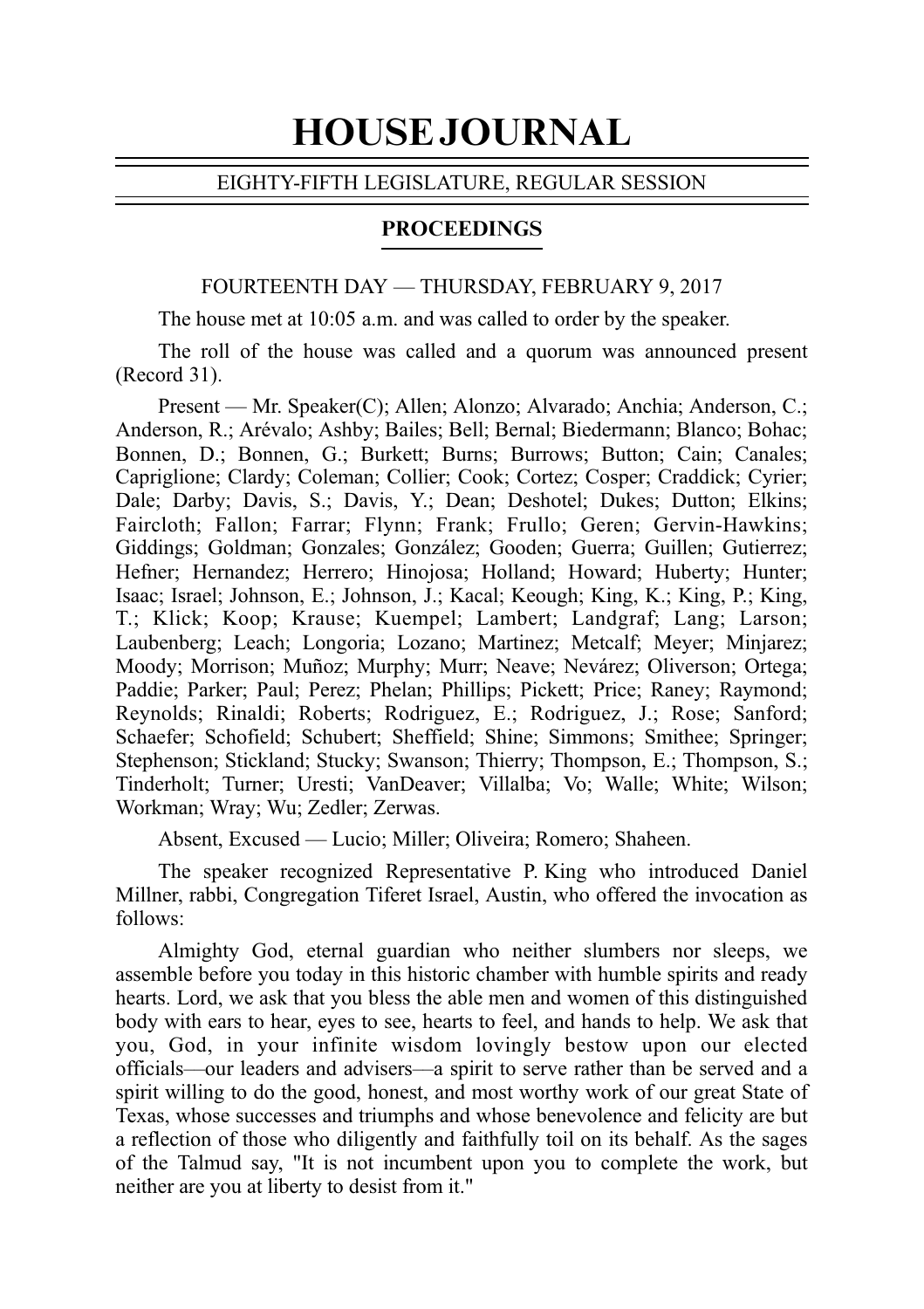# HOUSE JOURNAL

EIGHTY-FIFTH LEGISLATURE, REGULAR SESSION

## PROCEEDINGS

FOURTEENTH DAY — THURSDAY, FEBRUARY 9, 2017

The house met at 10:05 a.m. and was called to order by the speaker.

The roll of the house was called and a quorum was announced present (Record 31).

Present — Mr. Speaker(C); Allen; Alonzo; Alvarado; Anchia; Anderson, C.; Anderson, R.; Arévalo; Ashby; Bailes; Bell; Bernal; Biedermann; Blanco; Bohac; Bonnen, D.; Bonnen, G.; Burkett; Burns; Burrows; Button; Cain; Canales; Capriglione; Clardy; Coleman; Collier; Cook; Cortez; Cosper; Craddick; Cyrier; Dale; Darby; Davis, S.; Davis, Y.; Dean; Deshotel; Dukes; Dutton; Elkins; Faircloth; Fallon; Farrar; Flynn; Frank; Frullo; Geren; Gervin-Hawkins; Giddings; Goldman; Gonzales; González; Gooden; Guerra; Guillen; Gutierrez; Hefner; Hernandez; Herrero; Hinojosa; Holland; Howard; Huberty; Hunter; Isaac; Israel; Johnson, E.; Johnson, J.; Kacal; Keough; King, K.; King, P.; King, T.; Klick; Koop; Krause; Kuempel; Lambert; Landgraf; Lang; Larson; Laubenberg; Leach; Longoria; Lozano; Martinez; Metcalf; Meyer; Minjarez; Moody; Morrison; Muñoz; Murphy; Murr; Neave; Nevárez; Oliverson; Ortega; Paddie; Parker; Paul; Perez; Phelan; Phillips; Pickett; Price; Raney; Raymond; Reynolds; Rinaldi; Roberts; Rodriguez, E.; Rodriguez, J.; Rose; Sanford; Schaefer; Schofield; Schubert; Sheffield; Shine; Simmons; Smithee; Springer; Stephenson; Stickland; Stucky; Swanson; Thierry; Thompson, E.; Thompson, S.; Tinderholt; Turner; Uresti; VanDeaver; Villalba; Vo; Walle; White; Wilson; Workman; Wray; Wu; Zedler; Zerwas.

Absent, Excused — Lucio; Miller; Oliveira; Romero; Shaheen.

The speaker recognized Representative P. King who introduced Daniel Millner, rabbi, Congregation Tiferet Israel, Austin, who offered the invocation as follows:

Almighty God, eternal guardian who neither slumbers nor sleeps, we assemble before you today in this historic chamber with humble spirits and ready hearts. Lord, we ask that you bless the able men and women of this distinguished body with ears to hear, eyes to see, hearts to feel, and hands to help. We ask that you, God, in your infinite wisdom lovingly bestow upon our elected officials—our leaders and advisers—a spirit to serve rather than be served and a spirit willing to do the good, honest, and most worthy work of our great State of Texas, whose successes and triumphs and whose benevolence and felicity are but a reflection of those who diligently and faithfully toil on its behalf. As the sages of the Talmud say, "It is not incumbent upon you to complete the work, but neither are you at liberty to desist from it."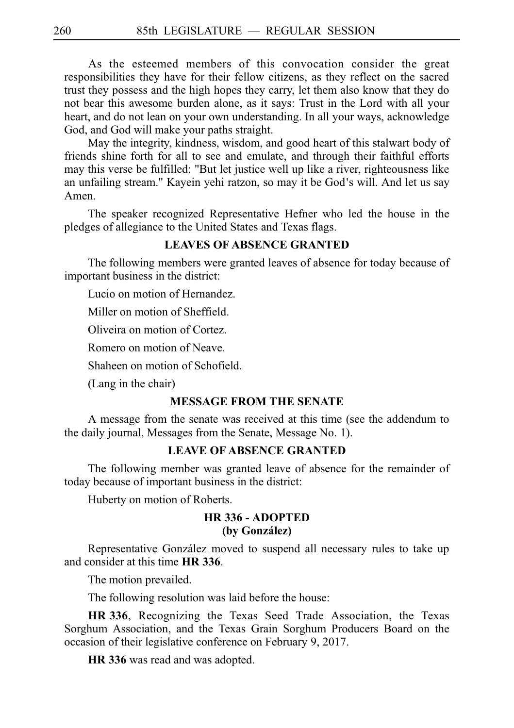As the esteemed members of this convocation consider the great responsibilities they have for their fellow citizens, as they reflect on the sacred trust they possess and the high hopes they carry, let them also know that they do not bear this awesome burden alone, as it says: Trust in the Lord with all your heart, and do not lean on your own understanding. In all your ways, acknowledge God, and God will make your paths straight.

May the integrity, kindness, wisdom, and good heart of this stalwart body of friends shine forth for all to see and emulate, and through their faithful efforts may this verse be fulfilled: "But let justice well up like a river, righteousness like an unfailing stream." Kayein yehi ratzon, so may it be God's will. And let us say Amen.

The speaker recognized Representative Hefner who led the house in the pledges of allegiance to the United States and Texas flags.

**LEAVES OF ABSENCE GRANTED**

The following members were granted leaves of absence for today because of important business in the district:

Lucio on motion of Hernandez.

Miller on motion of Sheffield.

Oliveira on motion of Cortez.

Romero on motion of Neave.

Shaheen on motion of Schofield.

(Lang in the chair)

**MESSAGE FROM THE SENATE**

A message from the senate was received at this time (see the addendum to the daily journal, Messages from the Senate, Message No. 1).

**LEAVE OF ABSENCE GRANTED**

The following member was granted leave of absence for the remainder of today because of important business in the district:

Huberty on motion of Roberts.

**HR 336 - ADOPTED**
**(by González)**

Representative González moved to suspend all necessary rules to take up and consider at this time **HR 336**.

The motion prevailed.

The following resolution was laid before the house:

**HR 336**, Recognizing the Texas Seed Trade Association, the Texas Sorghum Association, and the Texas Grain Sorghum Producers Board on the occasion of their legislative conference on February 9, 2017.

**HR 336** was read and was adopted.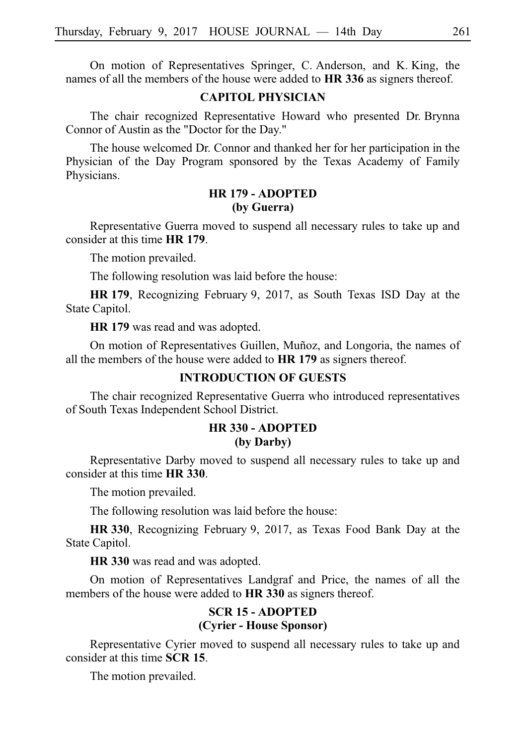On motion of Representatives Springer, C. Anderson, and K. King, the names of all the members of the house were added to **HR 336** as signers thereof.

## CAPITOL PHYSICIAN

The chair recognized Representative Howard who presented Dr. Brynna Connor of Austin as the "Doctor for the Day."

The house welcomed Dr. Connor and thanked her for her participation in the Physician of the Day Program sponsored by the Texas Academy of Family Physicians.

## HR 179 - ADOPTED
## (by Guerra)

Representative Guerra moved to suspend all necessary rules to take up and consider at this time **HR 179**.

The motion prevailed.

The following resolution was laid before the house:

**HR 179**, Recognizing February 9, 2017, as South Texas ISD Day at the State Capitol.

**HR 179** was read and was adopted.

On motion of Representatives Guillen, Muñoz, and Longoria, the names of all the members of the house were added to **HR 179** as signers thereof.

## INTRODUCTION OF GUESTS

The chair recognized Representative Guerra who introduced representatives of South Texas Independent School District.

## HR 330 - ADOPTED
## (by Darby)

Representative Darby moved to suspend all necessary rules to take up and consider at this time **HR 330**.

The motion prevailed.

The following resolution was laid before the house:

**HR 330**, Recognizing February 9, 2017, as Texas Food Bank Day at the State Capitol.

**HR 330** was read and was adopted.

On motion of Representatives Landgraf and Price, the names of all the members of the house were added to **HR 330** as signers thereof.

## SCR 15 - ADOPTED
## (Cyrier - House Sponsor)

Representative Cyrier moved to suspend all necessary rules to take up and consider at this time **SCR 15**.

The motion prevailed.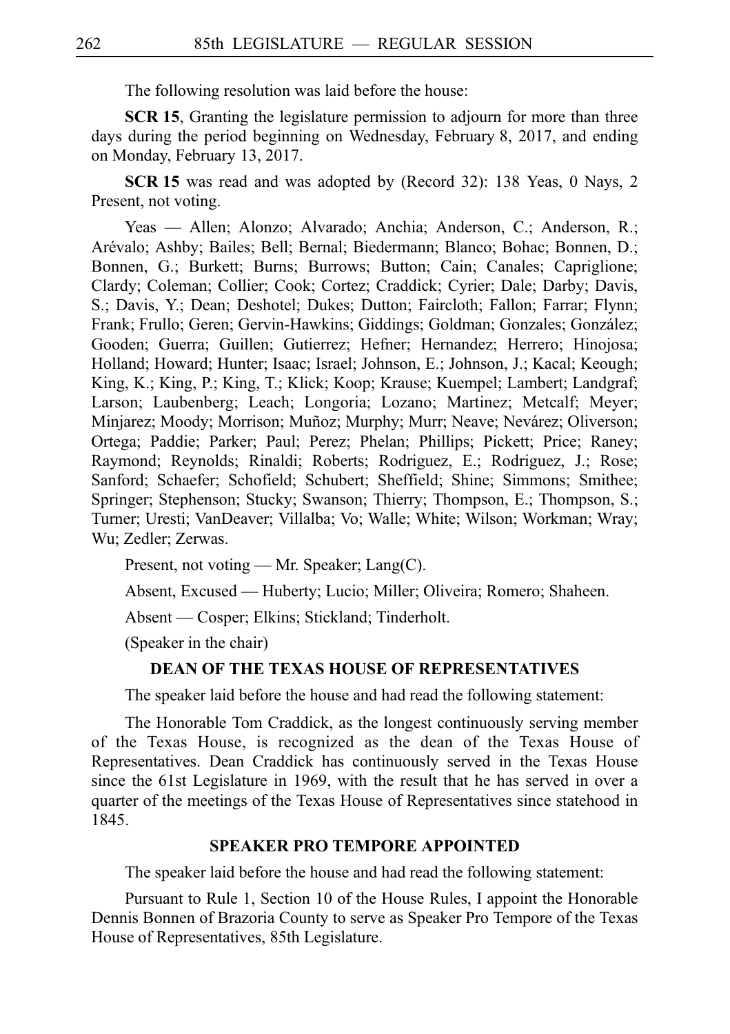The following resolution was laid before the house:

**SCR 15**, Granting the legislature permission to adjourn for more than three days during the period beginning on Wednesday, February 8, 2017, and ending on Monday, February 13, 2017.

**SCR 15** was read and was adopted by (Record 32): 138 Yeas, 0 Nays, 2 Present, not voting.

Yeas — Allen; Alonzo; Alvarado; Anchia; Anderson, C.; Anderson, R.; Arévalo; Ashby; Bailes; Bell; Bernal; Biedermann; Blanco; Bohac; Bonnen, D.; Bonnen, G.; Burkett; Burns; Burrows; Button; Cain; Canales; Capriglione; Clardy; Coleman; Collier; Cook; Cortez; Craddick; Cyrier; Dale; Darby; Davis, S.; Davis, Y.; Dean; Deshotel; Dukes; Dutton; Faircloth; Fallon; Farrar; Flynn; Frank; Frullo; Geren; Gervin-Hawkins; Giddings; Goldman; Gonzales; González; Gooden; Guerra; Guillen; Gutierrez; Hefner; Hernandez; Herrero; Hinojosa; Holland; Howard; Hunter; Isaac; Israel; Johnson, E.; Johnson, J.; Kacal; Keough; King, K.; King, P.; King, T.; Klick; Koop; Krause; Kuempel; Lambert; Landgraf; Larson; Laubenberg; Leach; Longoria; Lozano; Martinez; Metcalf; Meyer; Minjarez; Moody; Morrison; Muñoz; Murphy; Murr; Neave; Nevárez; Oliverson; Ortega; Paddie; Parker; Paul; Perez; Phelan; Phillips; Pickett; Price; Raney; Raymond; Reynolds; Rinaldi; Roberts; Rodriguez, E.; Rodriguez, J.; Rose; Sanford; Schaefer; Schofield; Schubert; Sheffield; Shine; Simmons; Smithee; Springer; Stephenson; Stucky; Swanson; Thierry; Thompson, E.; Thompson, S.; Turner; Uresti; VanDeaver; Villalba; Vo; Walle; White; Wilson; Workman; Wray; Wu; Zedler; Zerwas.

Present, not voting — Mr. Speaker; Lang(C).

Absent, Excused — Huberty; Lucio; Miller; Oliveira; Romero; Shaheen.

Absent — Cosper; Elkins; Stickland; Tinderholt.

(Speaker in the chair)

## DEAN OF THE TEXAS HOUSE OF REPRESENTATIVES

The speaker laid before the house and had read the following statement:

The Honorable Tom Craddick, as the longest continuously serving member of the Texas House, is recognized as the dean of the Texas House of Representatives. Dean Craddick has continuously served in the Texas House since the 61st Legislature in 1969, with the result that he has served in over a quarter of the meetings of the Texas House of Representatives since statehood in 1845.

## SPEAKER PRO TEMPORE APPOINTED

The speaker laid before the house and had read the following statement:

Pursuant to Rule 1, Section 10 of the House Rules, I appoint the Honorable Dennis Bonnen of Brazoria County to serve as Speaker Pro Tempore of the Texas House of Representatives, 85th Legislature.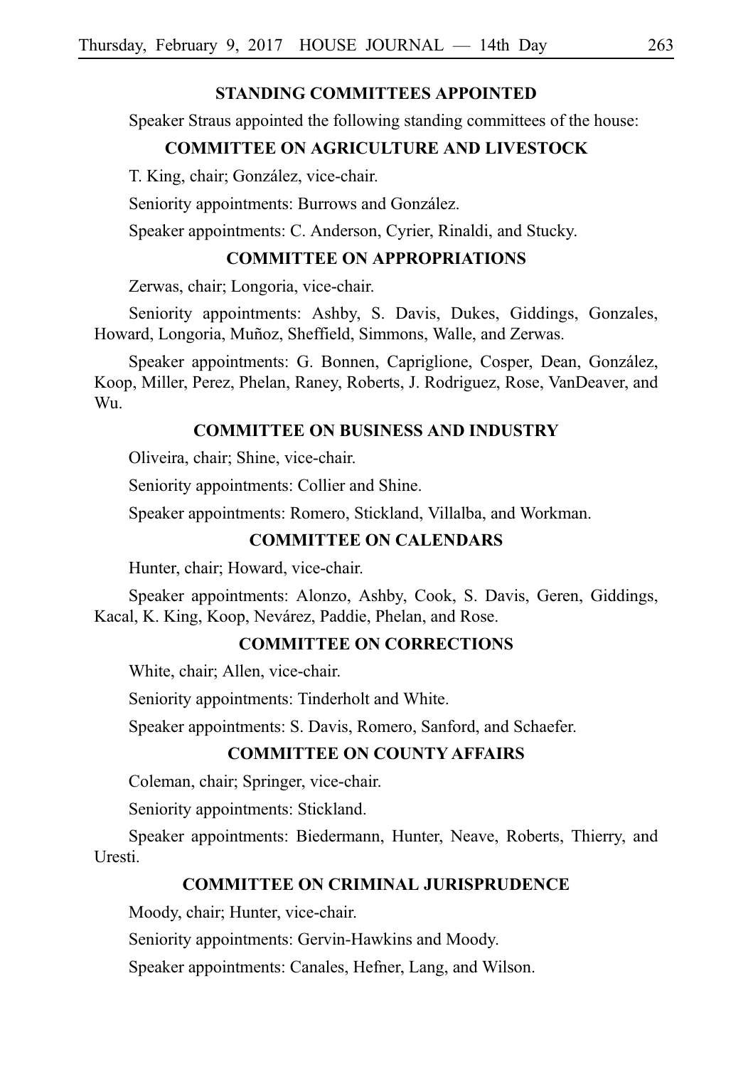## STANDING COMMITTEES APPOINTED

Speaker Straus appointed the following standing committees of the house:

### COMMITTEE ON AGRICULTURE AND LIVESTOCK

T. King, chair; González, vice-chair.

Seniority appointments: Burrows and González.

Speaker appointments: C. Anderson, Cyrier, Rinaldi, and Stucky.

### COMMITTEE ON APPROPRIATIONS

Zerwas, chair; Longoria, vice-chair.

Seniority appointments: Ashby, S. Davis, Dukes, Giddings, Gonzales, Howard, Longoria, Muñoz, Sheffield, Simmons, Walle, and Zerwas.

Speaker appointments: G. Bonnen, Capriglione, Cosper, Dean, González, Koop, Miller, Perez, Phelan, Raney, Roberts, J. Rodriguez, Rose, VanDeaver, and Wu.

### COMMITTEE ON BUSINESS AND INDUSTRY

Oliveira, chair; Shine, vice-chair.

Seniority appointments: Collier and Shine.

Speaker appointments: Romero, Stickland, Villalba, and Workman.

### COMMITTEE ON CALENDARS

Hunter, chair; Howard, vice-chair.

Speaker appointments: Alonzo, Ashby, Cook, S. Davis, Geren, Giddings, Kacal, K. King, Koop, Nevárez, Paddie, Phelan, and Rose.

### COMMITTEE ON CORRECTIONS

White, chair; Allen, vice-chair.

Seniority appointments: Tinderholt and White.

Speaker appointments: S. Davis, Romero, Sanford, and Schaefer.

### COMMITTEE ON COUNTY AFFAIRS

Coleman, chair; Springer, vice-chair.

Seniority appointments: Stickland.

Speaker appointments: Biedermann, Hunter, Neave, Roberts, Thierry, and Uresti.

### COMMITTEE ON CRIMINAL JURISPRUDENCE

Moody, chair; Hunter, vice-chair.

Seniority appointments: Gervin-Hawkins and Moody.

Speaker appointments: Canales, Hefner, Lang, and Wilson.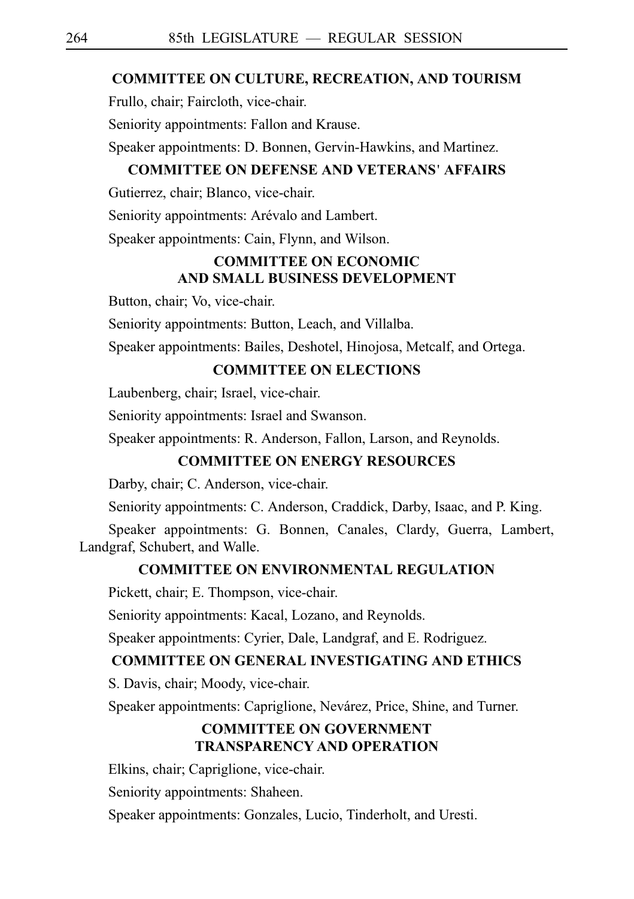**COMMITTEE ON CULTURE, RECREATION, AND TOURISM**

Frullo, chair; Faircloth, vice-chair.

Seniority appointments: Fallon and Krause.

Speaker appointments: D. Bonnen, Gervin-Hawkins, and Martinez.

**COMMITTEE ON DEFENSE AND VETERANS' AFFAIRS**

Gutierrez, chair; Blanco, vice-chair.

Seniority appointments: Arévalo and Lambert.

Speaker appointments: Cain, Flynn, and Wilson.

**COMMITTEE ON ECONOMIC AND SMALL BUSINESS DEVELOPMENT**

Button, chair; Vo, vice-chair.

Seniority appointments: Button, Leach, and Villalba.

Speaker appointments: Bailes, Deshotel, Hinojosa, Metcalf, and Ortega.

**COMMITTEE ON ELECTIONS**

Laubenberg, chair; Israel, vice-chair.

Seniority appointments: Israel and Swanson.

Speaker appointments: R. Anderson, Fallon, Larson, and Reynolds.

**COMMITTEE ON ENERGY RESOURCES**

Darby, chair; C. Anderson, vice-chair.

Seniority appointments: C. Anderson, Craddick, Darby, Isaac, and P. King.

Speaker appointments: G. Bonnen, Canales, Clardy, Guerra, Lambert, Landgraf, Schubert, and Walle.

**COMMITTEE ON ENVIRONMENTAL REGULATION**

Pickett, chair; E. Thompson, vice-chair.

Seniority appointments: Kacal, Lozano, and Reynolds.

Speaker appointments: Cyrier, Dale, Landgraf, and E. Rodriguez.

**COMMITTEE ON GENERAL INVESTIGATING AND ETHICS**

S. Davis, chair; Moody, vice-chair.

Speaker appointments: Capriglione, Nevárez, Price, Shine, and Turner.

**COMMITTEE ON GOVERNMENT TRANSPARENCY AND OPERATION**

Elkins, chair; Capriglione, vice-chair.

Seniority appointments: Shaheen.

Speaker appointments: Gonzales, Lucio, Tinderholt, and Uresti.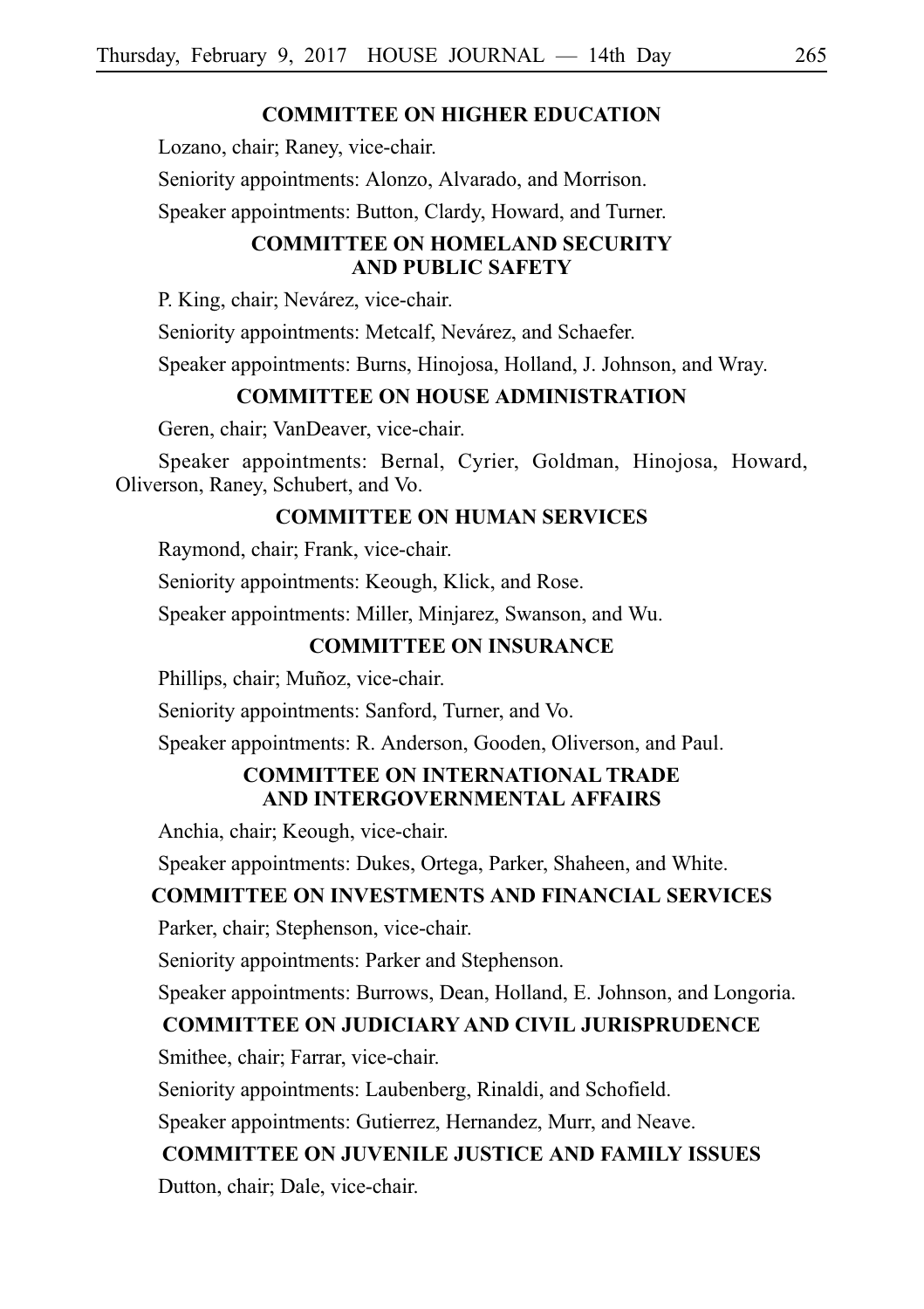**COMMITTEE ON HIGHER EDUCATION**

Lozano, chair; Raney, vice-chair.

Seniority appointments: Alonzo, Alvarado, and Morrison.

Speaker appointments: Button, Clardy, Howard, and Turner.

**COMMITTEE ON HOMELAND SECURITY AND PUBLIC SAFETY**

P. King, chair; Nevárez, vice-chair.

Seniority appointments: Metcalf, Nevárez, and Schaefer.

Speaker appointments: Burns, Hinojosa, Holland, J. Johnson, and Wray.

**COMMITTEE ON HOUSE ADMINISTRATION**

Geren, chair; VanDeaver, vice-chair.

Speaker appointments: Bernal, Cyrier, Goldman, Hinojosa, Howard, Oliverson, Raney, Schubert, and Vo.

**COMMITTEE ON HUMAN SERVICES**

Raymond, chair; Frank, vice-chair.

Seniority appointments: Keough, Klick, and Rose.

Speaker appointments: Miller, Minjarez, Swanson, and Wu.

**COMMITTEE ON INSURANCE**

Phillips, chair; Muñoz, vice-chair.

Seniority appointments: Sanford, Turner, and Vo.

Speaker appointments: R. Anderson, Gooden, Oliverson, and Paul.

**COMMITTEE ON INTERNATIONAL TRADE AND INTERGOVERNMENTAL AFFAIRS**

Anchia, chair; Keough, vice-chair.

Speaker appointments: Dukes, Ortega, Parker, Shaheen, and White.

**COMMITTEE ON INVESTMENTS AND FINANCIAL SERVICES**

Parker, chair; Stephenson, vice-chair.

Seniority appointments: Parker and Stephenson.

Speaker appointments: Burrows, Dean, Holland, E. Johnson, and Longoria.

**COMMITTEE ON JUDICIARY AND CIVIL JURISPRUDENCE**

Smithee, chair; Farrar, vice-chair.

Seniority appointments: Laubenberg, Rinaldi, and Schofield.

Speaker appointments: Gutierrez, Hernandez, Murr, and Neave.

**COMMITTEE ON JUVENILE JUSTICE AND FAMILY ISSUES**

Dutton, chair; Dale, vice-chair.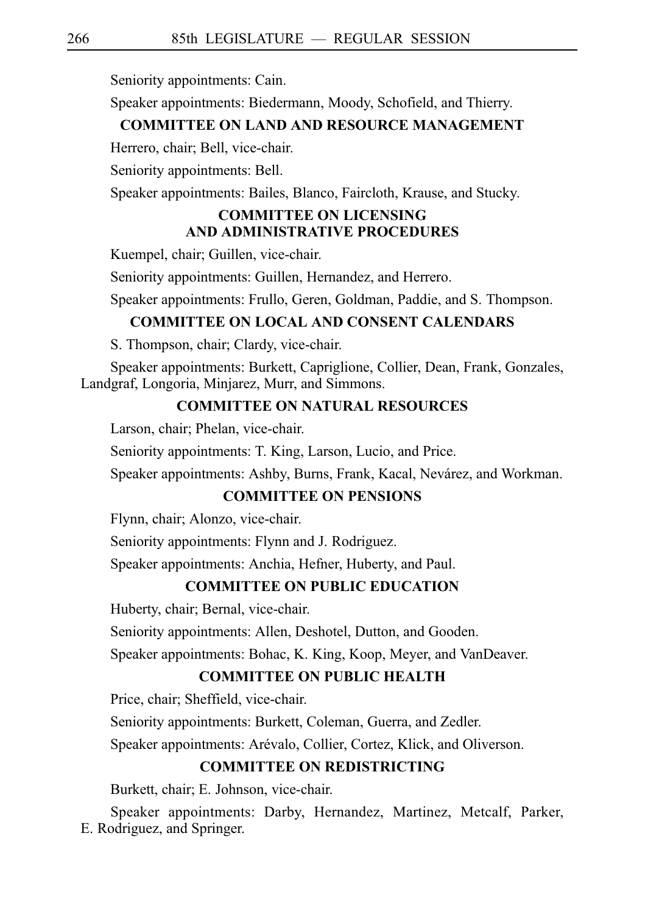Seniority appointments: Cain.

Speaker appointments: Biedermann, Moody, Schofield, and Thierry.

### COMMITTEE ON LAND AND RESOURCE MANAGEMENT

Herrero, chair; Bell, vice-chair.

Seniority appointments: Bell.

Speaker appointments: Bailes, Blanco, Faircloth, Krause, and Stucky.

### COMMITTEE ON LICENSING AND ADMINISTRATIVE PROCEDURES

Kuempel, chair; Guillen, vice-chair.

Seniority appointments: Guillen, Hernandez, and Herrero.

Speaker appointments: Frullo, Geren, Goldman, Paddie, and S. Thompson.

### COMMITTEE ON LOCAL AND CONSENT CALENDARS

S. Thompson, chair; Clardy, vice-chair.

Speaker appointments: Burkett, Capriglione, Collier, Dean, Frank, Gonzales, Landgraf, Longoria, Minjarez, Murr, and Simmons.

### COMMITTEE ON NATURAL RESOURCES

Larson, chair; Phelan, vice-chair.

Seniority appointments: T. King, Larson, Lucio, and Price.

Speaker appointments: Ashby, Burns, Frank, Kacal, Nevárez, and Workman.

### COMMITTEE ON PENSIONS

Flynn, chair; Alonzo, vice-chair.

Seniority appointments: Flynn and J. Rodriguez.

Speaker appointments: Anchia, Hefner, Huberty, and Paul.

### COMMITTEE ON PUBLIC EDUCATION

Huberty, chair; Bernal, vice-chair.

Seniority appointments: Allen, Deshotel, Dutton, and Gooden.

Speaker appointments: Bohac, K. King, Koop, Meyer, and VanDeaver.

### COMMITTEE ON PUBLIC HEALTH

Price, chair; Sheffield, vice-chair.

Seniority appointments: Burkett, Coleman, Guerra, and Zedler.

Speaker appointments: Arévalo, Collier, Cortez, Klick, and Oliverson.

### COMMITTEE ON REDISTRICTING

Burkett, chair; E. Johnson, vice-chair.

Speaker appointments: Darby, Hernandez, Martinez, Metcalf, Parker, E. Rodriguez, and Springer.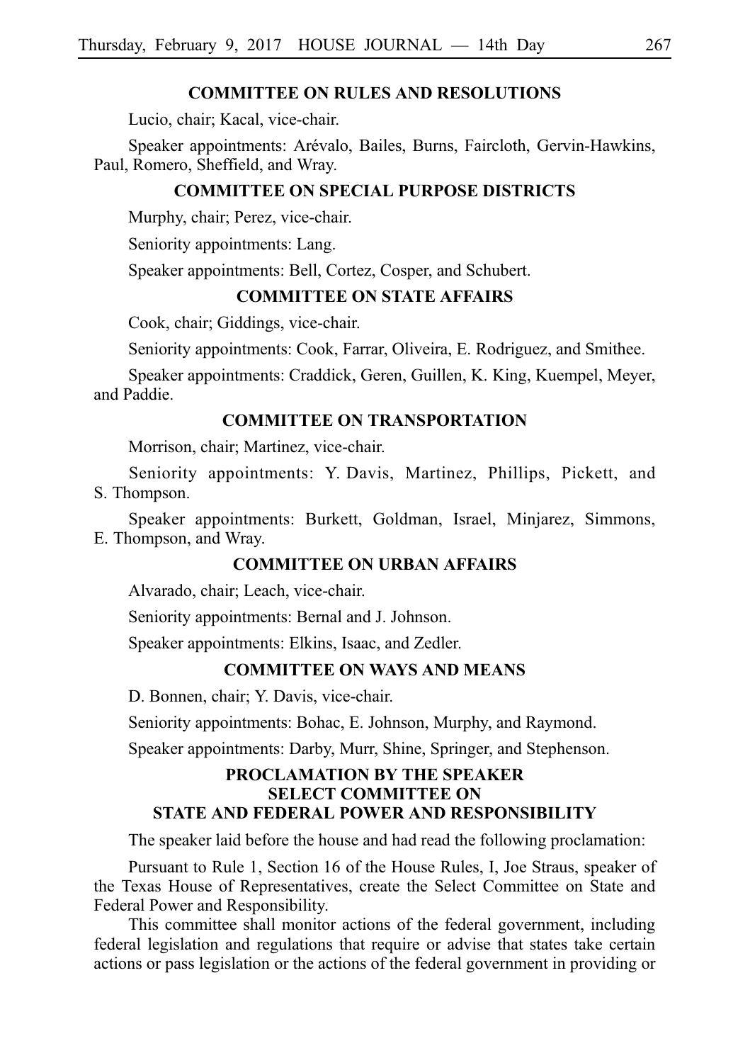**COMMITTEE ON RULES AND RESOLUTIONS**

Lucio, chair; Kacal, vice-chair.

Speaker appointments: Arévalo, Bailes, Burns, Faircloth, Gervin-Hawkins, Paul, Romero, Sheffield, and Wray.

**COMMITTEE ON SPECIAL PURPOSE DISTRICTS**

Murphy, chair; Perez, vice-chair.

Seniority appointments: Lang.

Speaker appointments: Bell, Cortez, Cosper, and Schubert.

**COMMITTEE ON STATE AFFAIRS**

Cook, chair; Giddings, vice-chair.

Seniority appointments: Cook, Farrar, Oliveira, E. Rodriguez, and Smithee.

Speaker appointments: Craddick, Geren, Guillen, K. King, Kuempel, Meyer, and Paddie.

**COMMITTEE ON TRANSPORTATION**

Morrison, chair; Martinez, vice-chair.

Seniority appointments: Y. Davis, Martinez, Phillips, Pickett, and S. Thompson.

Speaker appointments: Burkett, Goldman, Israel, Minjarez, Simmons, E. Thompson, and Wray.

**COMMITTEE ON URBAN AFFAIRS**

Alvarado, chair; Leach, vice-chair.

Seniority appointments: Bernal and J. Johnson.

Speaker appointments: Elkins, Isaac, and Zedler.

**COMMITTEE ON WAYS AND MEANS**

D. Bonnen, chair; Y. Davis, vice-chair.

Seniority appointments: Bohac, E. Johnson, Murphy, and Raymond.

Speaker appointments: Darby, Murr, Shine, Springer, and Stephenson.

**PROCLAMATION BY THE SPEAKER**
**SELECT COMMITTEE ON**
**STATE AND FEDERAL POWER AND RESPONSIBILITY**

The speaker laid before the house and had read the following proclamation:

Pursuant to Rule 1, Section 16 of the House Rules, I, Joe Straus, speaker of the Texas House of Representatives, create the Select Committee on State and Federal Power and Responsibility.

This committee shall monitor actions of the federal government, including federal legislation and regulations that require or advise that states take certain actions or pass legislation or the actions of the federal government in providing or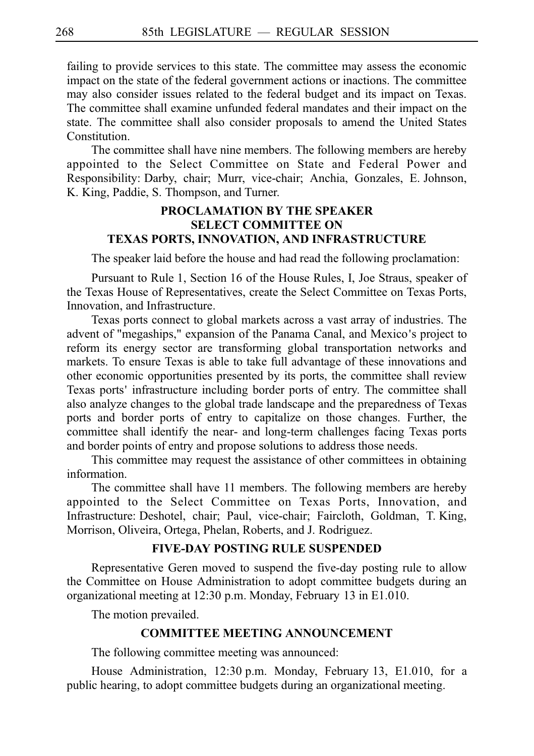failing to provide services to this state. The committee may assess the economic impact on the state of the federal government actions or inactions. The committee may also consider issues related to the federal budget and its impact on Texas. The committee shall examine unfunded federal mandates and their impact on the state. The committee shall also consider proposals to amend the United States Constitution.

The committee shall have nine members. The following members are hereby appointed to the Select Committee on State and Federal Power and Responsibility: Darby, chair; Murr, vice-chair; Anchia, Gonzales, E. Johnson, K. King, Paddie, S. Thompson, and Turner.

## PROCLAMATION BY THE SPEAKER SELECT COMMITTEE ON TEXAS PORTS, INNOVATION, AND INFRASTRUCTURE

The speaker laid before the house and had read the following proclamation:

Pursuant to Rule 1, Section 16 of the House Rules, I, Joe Straus, speaker of the Texas House of Representatives, create the Select Committee on Texas Ports, Innovation, and Infrastructure.

Texas ports connect to global markets across a vast array of industries. The advent of "megaships," expansion of the Panama Canal, and Mexico's project to reform its energy sector are transforming global transportation networks and markets. To ensure Texas is able to take full advantage of these innovations and other economic opportunities presented by its ports, the committee shall review Texas ports' infrastructure including border ports of entry. The committee shall also analyze changes to the global trade landscape and the preparedness of Texas ports and border ports of entry to capitalize on those changes. Further, the committee shall identify the near- and long-term challenges facing Texas ports and border points of entry and propose solutions to address those needs.

This committee may request the assistance of other committees in obtaining information.

The committee shall have 11 members. The following members are hereby appointed to the Select Committee on Texas Ports, Innovation, and Infrastructure: Deshotel, chair; Paul, vice-chair; Faircloth, Goldman, T. King, Morrison, Oliveira, Ortega, Phelan, Roberts, and J. Rodriguez.

## FIVE-DAY POSTING RULE SUSPENDED

Representative Geren moved to suspend the five-day posting rule to allow the Committee on House Administration to adopt committee budgets during an organizational meeting at 12:30 p.m. Monday, February 13 in E1.010.

The motion prevailed.

## COMMITTEE MEETING ANNOUNCEMENT

The following committee meeting was announced:

House Administration, 12:30 p.m. Monday, February 13, E1.010, for a public hearing, to adopt committee budgets during an organizational meeting.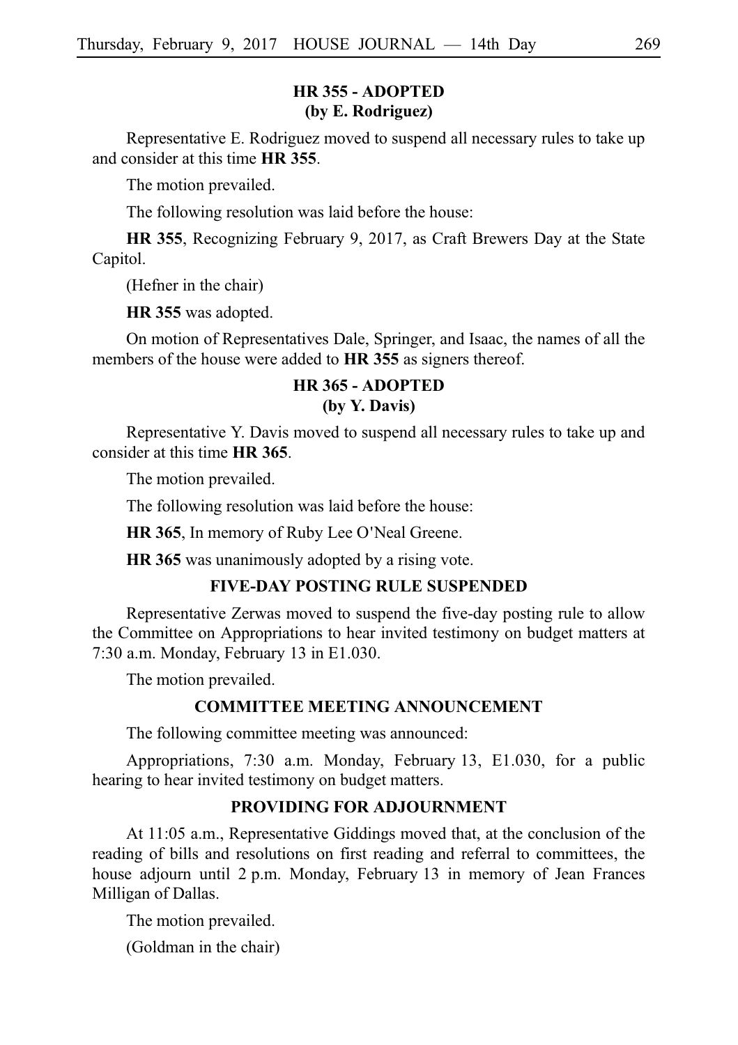## HR 355 - ADOPTED
## (by E. Rodriguez)

Representative E. Rodriguez moved to suspend all necessary rules to take up and consider at this time **HR 355**.

The motion prevailed.

The following resolution was laid before the house:

**HR 355**, Recognizing February 9, 2017, as Craft Brewers Day at the State Capitol.

(Hefner in the chair)

**HR 355** was adopted.

On motion of Representatives Dale, Springer, and Isaac, the names of all the members of the house were added to **HR 355** as signers thereof.

## HR 365 - ADOPTED
## (by Y. Davis)

Representative Y. Davis moved to suspend all necessary rules to take up and consider at this time **HR 365**.

The motion prevailed.

The following resolution was laid before the house:

**HR 365**, In memory of Ruby Lee O'Neal Greene.

**HR 365** was unanimously adopted by a rising vote.

## FIVE-DAY POSTING RULE SUSPENDED

Representative Zerwas moved to suspend the five-day posting rule to allow the Committee on Appropriations to hear invited testimony on budget matters at 7:30 a.m. Monday, February 13 in E1.030.

The motion prevailed.

## COMMITTEE MEETING ANNOUNCEMENT

The following committee meeting was announced:

Appropriations, 7:30 a.m. Monday, February 13, E1.030, for a public hearing to hear invited testimony on budget matters.

## PROVIDING FOR ADJOURNMENT

At 11:05 a.m., Representative Giddings moved that, at the conclusion of the reading of bills and resolutions on first reading and referral to committees, the house adjourn until 2 p.m. Monday, February 13 in memory of Jean Frances Milligan of Dallas.

The motion prevailed.

(Goldman in the chair)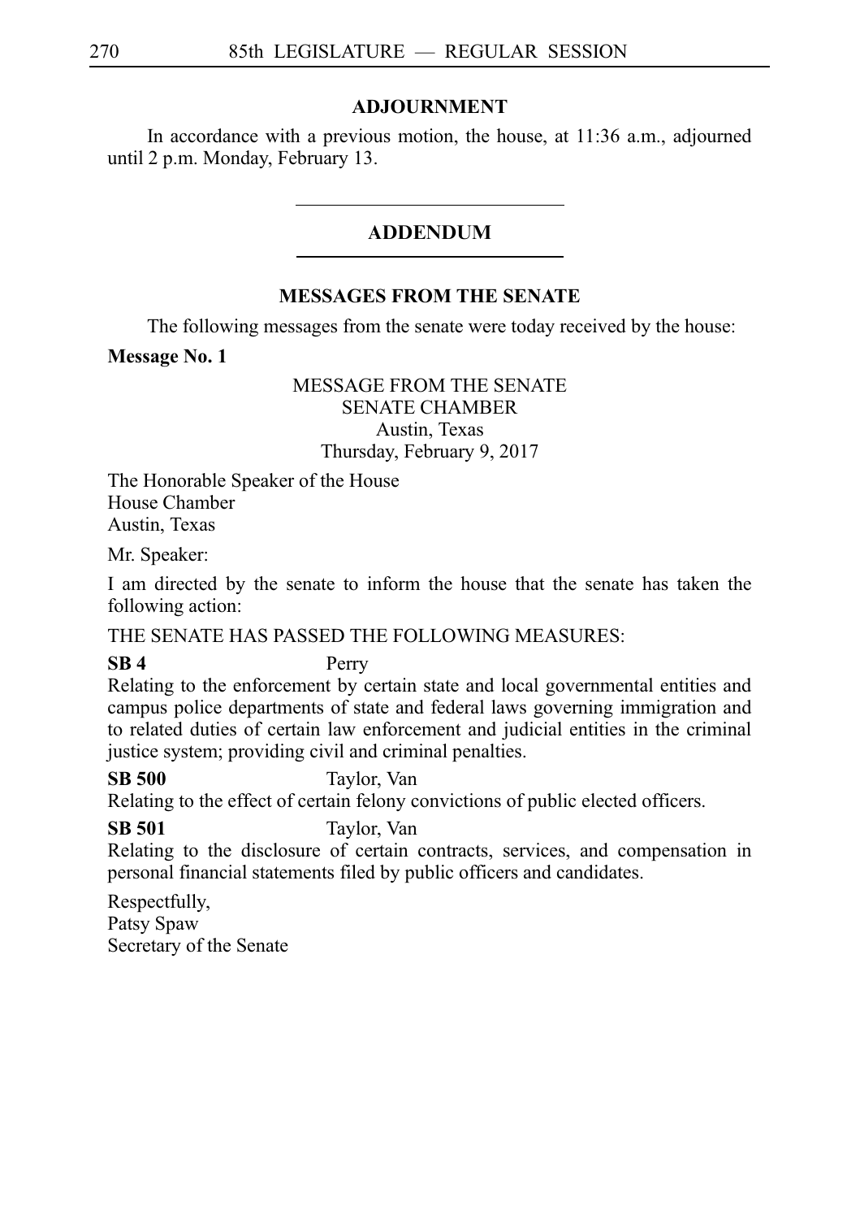## ADJOURNMENT

In accordance with a previous motion, the house, at 11:36 a.m., adjourned until 2 p.m. Monday, February 13.

---

## ADDENDUM

---

### MESSAGES FROM THE SENATE

The following messages from the senate were today received by the house:

**Message No. 1**

MESSAGE FROM THE SENATE
SENATE CHAMBER
Austin, Texas
Thursday, February 9, 2017

The Honorable Speaker of the House
House Chamber
Austin, Texas

Mr. Speaker:

I am directed by the senate to inform the house that the senate has taken the following action:

THE SENATE HAS PASSED THE FOLLOWING MEASURES:

**SB 4** Perry
Relating to the enforcement by certain state and local governmental entities and campus police departments of state and federal laws governing immigration and to related duties of certain law enforcement and judicial entities in the criminal justice system; providing civil and criminal penalties.

**SB 500** Taylor, Van
Relating to the effect of certain felony convictions of public elected officers.

**SB 501** Taylor, Van
Relating to the disclosure of certain contracts, services, and compensation in personal financial statements filed by public officers and candidates.

Respectfully,
Patsy Spaw
Secretary of the Senate